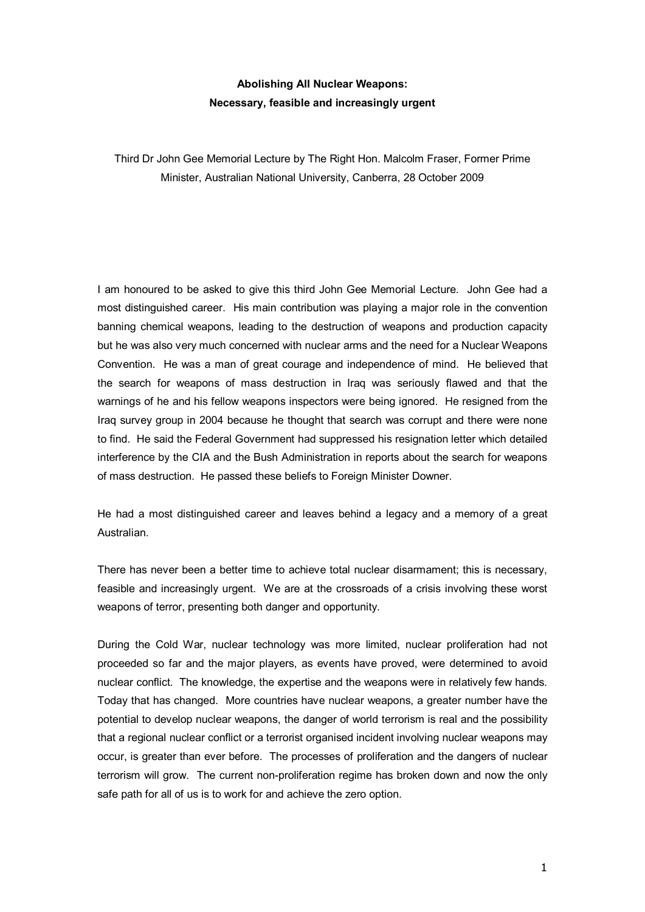# Abolishing All Nuclear Weapons:
## Necessary, feasible and increasingly urgent

Third Dr John Gee Memorial Lecture by The Right Hon. Malcolm Fraser, Former Prime Minister, Australian National University, Canberra, 28 October 2009

I am honoured to be asked to give this third John Gee Memorial Lecture. John Gee had a most distinguished career. His main contribution was playing a major role in the convention banning chemical weapons, leading to the destruction of weapons and production capacity but he was also very much concerned with nuclear arms and the need for a Nuclear Weapons Convention. He was a man of great courage and independence of mind. He believed that the search for weapons of mass destruction in Iraq was seriously flawed and that the warnings of he and his fellow weapons inspectors were being ignored. He resigned from the Iraq survey group in 2004 because he thought that search was corrupt and there were none to find. He said the Federal Government had suppressed his resignation letter which detailed interference by the CIA and the Bush Administration in reports about the search for weapons of mass destruction. He passed these beliefs to Foreign Minister Downer.

He had a most distinguished career and leaves behind a legacy and a memory of a great Australian.

There has never been a better time to achieve total nuclear disarmament; this is necessary, feasible and increasingly urgent. We are at the crossroads of a crisis involving these worst weapons of terror, presenting both danger and opportunity.

During the Cold War, nuclear technology was more limited, nuclear proliferation had not proceeded so far and the major players, as events have proved, were determined to avoid nuclear conflict. The knowledge, the expertise and the weapons were in relatively few hands. Today that has changed. More countries have nuclear weapons, a greater number have the potential to develop nuclear weapons, the danger of world terrorism is real and the possibility that a regional nuclear conflict or a terrorist organised incident involving nuclear weapons may occur, is greater than ever before. The processes of proliferation and the dangers of nuclear terrorism will grow. The current non-proliferation regime has broken down and now the only safe path for all of us is to work for and achieve the zero option.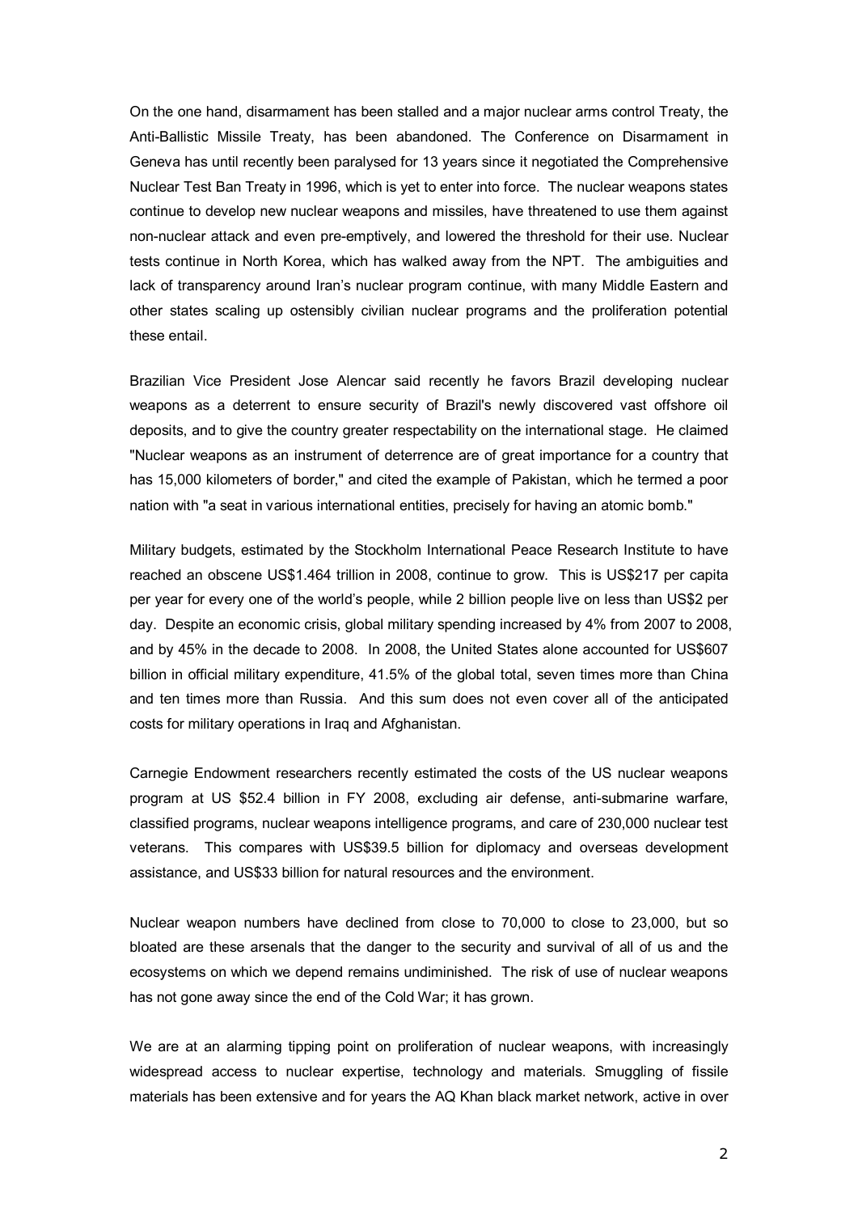On the one hand, disarmament has been stalled and a major nuclear arms control Treaty, the Anti-Ballistic Missile Treaty, has been abandoned. The Conference on Disarmament in Geneva has until recently been paralysed for 13 years since it negotiated the Comprehensive Nuclear Test Ban Treaty in 1996, which is yet to enter into force. The nuclear weapons states continue to develop new nuclear weapons and missiles, have threatened to use them against non-nuclear attack and even pre-emptively, and lowered the threshold for their use. Nuclear tests continue in North Korea, which has walked away from the NPT. The ambiguities and lack of transparency around Iran's nuclear program continue, with many Middle Eastern and other states scaling up ostensibly civilian nuclear programs and the proliferation potential these entail.

Brazilian Vice President Jose Alencar said recently he favors Brazil developing nuclear weapons as a deterrent to ensure security of Brazil's newly discovered vast offshore oil deposits, and to give the country greater respectability on the international stage. He claimed "Nuclear weapons as an instrument of deterrence are of great importance for a country that has 15,000 kilometers of border," and cited the example of Pakistan, which he termed a poor nation with "a seat in various international entities, precisely for having an atomic bomb."

Military budgets, estimated by the Stockholm International Peace Research Institute to have reached an obscene US$1.464 trillion in 2008, continue to grow. This is US$217 per capita per year for every one of the world's people, while 2 billion people live on less than US$2 per day. Despite an economic crisis, global military spending increased by 4% from 2007 to 2008, and by 45% in the decade to 2008. In 2008, the United States alone accounted for US$607 billion in official military expenditure, 41.5% of the global total, seven times more than China and ten times more than Russia. And this sum does not even cover all of the anticipated costs for military operations in Iraq and Afghanistan.

Carnegie Endowment researchers recently estimated the costs of the US nuclear weapons program at US $52.4 billion in FY 2008, excluding air defense, anti-submarine warfare, classified programs, nuclear weapons intelligence programs, and care of 230,000 nuclear test veterans. This compares with US$39.5 billion for diplomacy and overseas development assistance, and US$33 billion for natural resources and the environment.

Nuclear weapon numbers have declined from close to 70,000 to close to 23,000, but so bloated are these arsenals that the danger to the security and survival of all of us and the ecosystems on which we depend remains undiminished. The risk of use of nuclear weapons has not gone away since the end of the Cold War; it has grown.

We are at an alarming tipping point on proliferation of nuclear weapons, with increasingly widespread access to nuclear expertise, technology and materials. Smuggling of fissile materials has been extensive and for years the AQ Khan black market network, active in over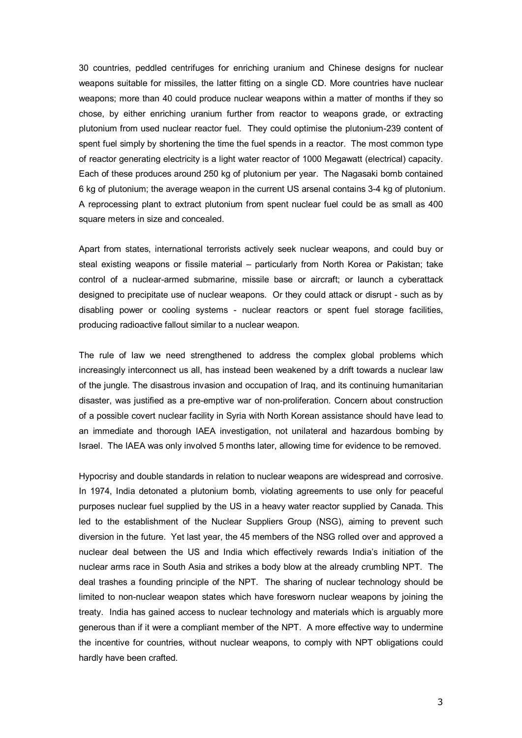30 countries, peddled centrifuges for enriching uranium and Chinese designs for nuclear weapons suitable for missiles, the latter fitting on a single CD. More countries have nuclear weapons; more than 40 could produce nuclear weapons within a matter of months if they so chose, by either enriching uranium further from reactor to weapons grade, or extracting plutonium from used nuclear reactor fuel. They could optimise the plutonium-239 content of spent fuel simply by shortening the time the fuel spends in a reactor. The most common type of reactor generating electricity is a light water reactor of 1000 Megawatt (electrical) capacity. Each of these produces around 250 kg of plutonium per year. The Nagasaki bomb contained 6 kg of plutonium; the average weapon in the current US arsenal contains 3-4 kg of plutonium. A reprocessing plant to extract plutonium from spent nuclear fuel could be as small as 400 square meters in size and concealed.

Apart from states, international terrorists actively seek nuclear weapons, and could buy or steal existing weapons or fissile material – particularly from North Korea or Pakistan; take control of a nuclear-armed submarine, missile base or aircraft; or launch a cyberattack designed to precipitate use of nuclear weapons. Or they could attack or disrupt - such as by disabling power or cooling systems - nuclear reactors or spent fuel storage facilities, producing radioactive fallout similar to a nuclear weapon.

The rule of law we need strengthened to address the complex global problems which increasingly interconnect us all, has instead been weakened by a drift towards a nuclear law of the jungle. The disastrous invasion and occupation of Iraq, and its continuing humanitarian disaster, was justified as a pre-emptive war of non-proliferation. Concern about construction of a possible covert nuclear facility in Syria with North Korean assistance should have lead to an immediate and thorough IAEA investigation, not unilateral and hazardous bombing by Israel. The IAEA was only involved 5 months later, allowing time for evidence to be removed.

Hypocrisy and double standards in relation to nuclear weapons are widespread and corrosive. In 1974, India detonated a plutonium bomb, violating agreements to use only for peaceful purposes nuclear fuel supplied by the US in a heavy water reactor supplied by Canada. This led to the establishment of the Nuclear Suppliers Group (NSG), aiming to prevent such diversion in the future. Yet last year, the 45 members of the NSG rolled over and approved a nuclear deal between the US and India which effectively rewards India's initiation of the nuclear arms race in South Asia and strikes a body blow at the already crumbling NPT. The deal trashes a founding principle of the NPT. The sharing of nuclear technology should be limited to non-nuclear weapon states which have foresworn nuclear weapons by joining the treaty. India has gained access to nuclear technology and materials which is arguably more generous than if it were a compliant member of the NPT. A more effective way to undermine the incentive for countries, without nuclear weapons, to comply with NPT obligations could hardly have been crafted.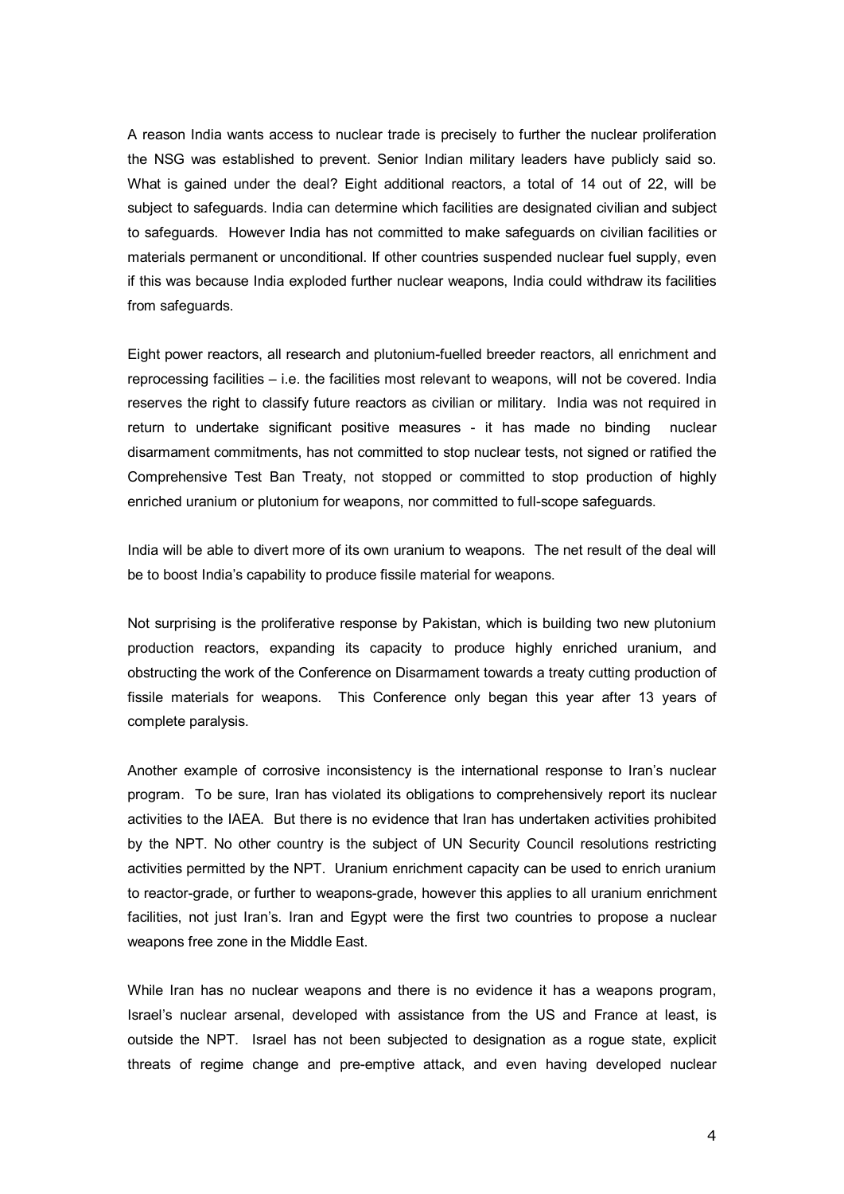A reason India wants access to nuclear trade is precisely to further the nuclear proliferation the NSG was established to prevent. Senior Indian military leaders have publicly said so. What is gained under the deal? Eight additional reactors, a total of 14 out of 22, will be subject to safeguards. India can determine which facilities are designated civilian and subject to safeguards. However India has not committed to make safeguards on civilian facilities or materials permanent or unconditional. If other countries suspended nuclear fuel supply, even if this was because India exploded further nuclear weapons, India could withdraw its facilities from safeguards.

Eight power reactors, all research and plutonium-fuelled breeder reactors, all enrichment and reprocessing facilities – i.e. the facilities most relevant to weapons, will not be covered. India reserves the right to classify future reactors as civilian or military. India was not required in return to undertake significant positive measures - it has made no binding nuclear disarmament commitments, has not committed to stop nuclear tests, not signed or ratified the Comprehensive Test Ban Treaty, not stopped or committed to stop production of highly enriched uranium or plutonium for weapons, nor committed to full-scope safeguards.

India will be able to divert more of its own uranium to weapons. The net result of the deal will be to boost India's capability to produce fissile material for weapons.

Not surprising is the proliferative response by Pakistan, which is building two new plutonium production reactors, expanding its capacity to produce highly enriched uranium, and obstructing the work of the Conference on Disarmament towards a treaty cutting production of fissile materials for weapons. This Conference only began this year after 13 years of complete paralysis.

Another example of corrosive inconsistency is the international response to Iran's nuclear program. To be sure, Iran has violated its obligations to comprehensively report its nuclear activities to the IAEA. But there is no evidence that Iran has undertaken activities prohibited by the NPT. No other country is the subject of UN Security Council resolutions restricting activities permitted by the NPT. Uranium enrichment capacity can be used to enrich uranium to reactor-grade, or further to weapons-grade, however this applies to all uranium enrichment facilities, not just Iran's. Iran and Egypt were the first two countries to propose a nuclear weapons free zone in the Middle East.

While Iran has no nuclear weapons and there is no evidence it has a weapons program, Israel's nuclear arsenal, developed with assistance from the US and France at least, is outside the NPT. Israel has not been subjected to designation as a rogue state, explicit threats of regime change and pre-emptive attack, and even having developed nuclear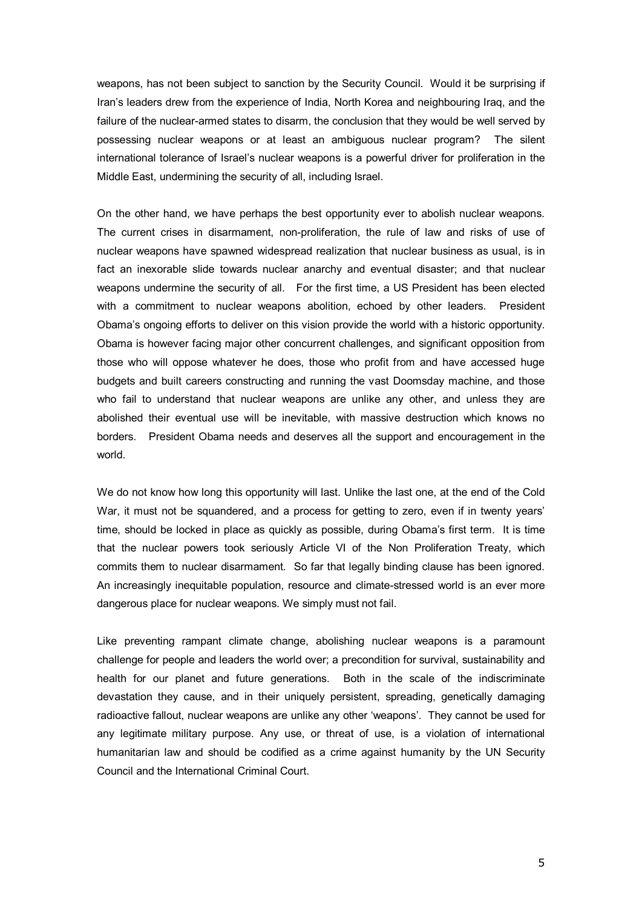weapons, has not been subject to sanction by the Security Council. Would it be surprising if Iran's leaders drew from the experience of India, North Korea and neighbouring Iraq, and the failure of the nuclear-armed states to disarm, the conclusion that they would be well served by possessing nuclear weapons or at least an ambiguous nuclear program? The silent international tolerance of Israel's nuclear weapons is a powerful driver for proliferation in the Middle East, undermining the security of all, including Israel.

On the other hand, we have perhaps the best opportunity ever to abolish nuclear weapons. The current crises in disarmament, non-proliferation, the rule of law and risks of use of nuclear weapons have spawned widespread realization that nuclear business as usual, is in fact an inexorable slide towards nuclear anarchy and eventual disaster; and that nuclear weapons undermine the security of all. For the first time, a US President has been elected with a commitment to nuclear weapons abolition, echoed by other leaders. President Obama's ongoing efforts to deliver on this vision provide the world with a historic opportunity. Obama is however facing major other concurrent challenges, and significant opposition from those who will oppose whatever he does, those who profit from and have accessed huge budgets and built careers constructing and running the vast Doomsday machine, and those who fail to understand that nuclear weapons are unlike any other, and unless they are abolished their eventual use will be inevitable, with massive destruction which knows no borders. President Obama needs and deserves all the support and encouragement in the world.

We do not know how long this opportunity will last. Unlike the last one, at the end of the Cold War, it must not be squandered, and a process for getting to zero, even if in twenty years' time, should be locked in place as quickly as possible, during Obama's first term. It is time that the nuclear powers took seriously Article VI of the Non Proliferation Treaty, which commits them to nuclear disarmament. So far that legally binding clause has been ignored. An increasingly inequitable population, resource and climate-stressed world is an ever more dangerous place for nuclear weapons. We simply must not fail.

Like preventing rampant climate change, abolishing nuclear weapons is a paramount challenge for people and leaders the world over; a precondition for survival, sustainability and health for our planet and future generations. Both in the scale of the indiscriminate devastation they cause, and in their uniquely persistent, spreading, genetically damaging radioactive fallout, nuclear weapons are unlike any other 'weapons'. They cannot be used for any legitimate military purpose. Any use, or threat of use, is a violation of international humanitarian law and should be codified as a crime against humanity by the UN Security Council and the International Criminal Court.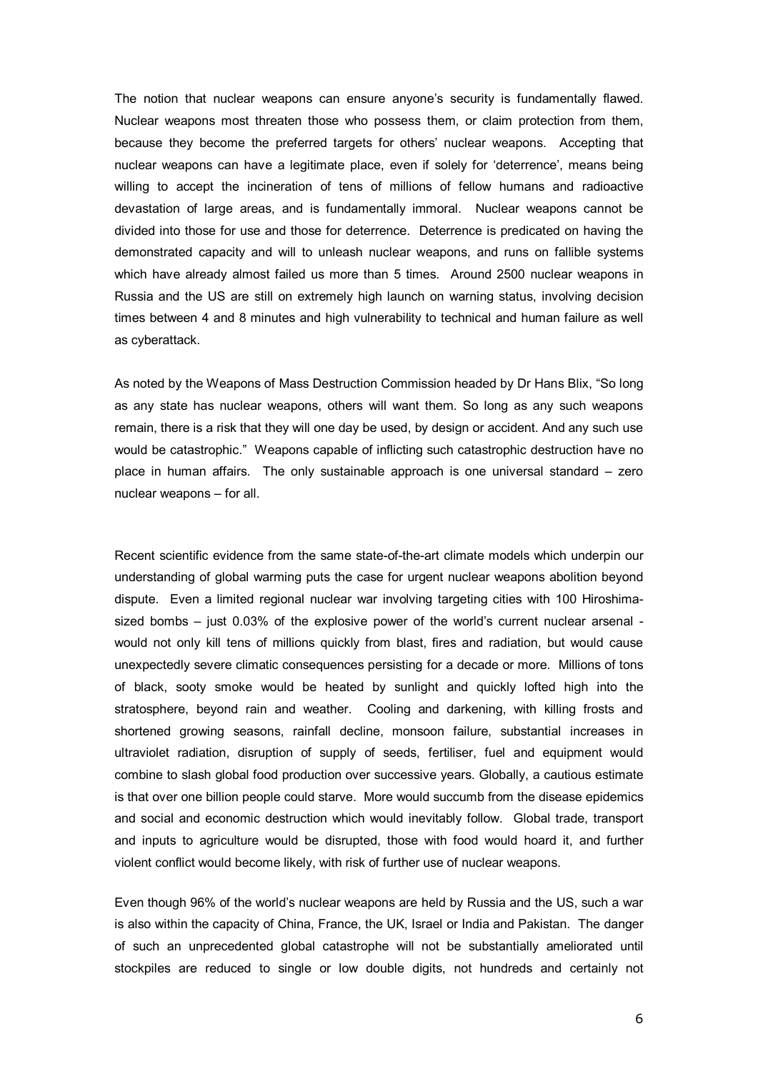The notion that nuclear weapons can ensure anyone's security is fundamentally flawed. Nuclear weapons most threaten those who possess them, or claim protection from them, because they become the preferred targets for others' nuclear weapons. Accepting that nuclear weapons can have a legitimate place, even if solely for 'deterrence', means being willing to accept the incineration of tens of millions of fellow humans and radioactive devastation of large areas, and is fundamentally immoral. Nuclear weapons cannot be divided into those for use and those for deterrence. Deterrence is predicated on having the demonstrated capacity and will to unleash nuclear weapons, and runs on fallible systems which have already almost failed us more than 5 times. Around 2500 nuclear weapons in Russia and the US are still on extremely high launch on warning status, involving decision times between 4 and 8 minutes and high vulnerability to technical and human failure as well as cyberattack.

As noted by the Weapons of Mass Destruction Commission headed by Dr Hans Blix, "So long as any state has nuclear weapons, others will want them. So long as any such weapons remain, there is a risk that they will one day be used, by design or accident. And any such use would be catastrophic." Weapons capable of inflicting such catastrophic destruction have no place in human affairs. The only sustainable approach is one universal standard – zero nuclear weapons – for all.

Recent scientific evidence from the same state-of-the-art climate models which underpin our understanding of global warming puts the case for urgent nuclear weapons abolition beyond dispute. Even a limited regional nuclear war involving targeting cities with 100 Hiroshima-sized bombs – just 0.03% of the explosive power of the world's current nuclear arsenal - would not only kill tens of millions quickly from blast, fires and radiation, but would cause unexpectedly severe climatic consequences persisting for a decade or more. Millions of tons of black, sooty smoke would be heated by sunlight and quickly lofted high into the stratosphere, beyond rain and weather. Cooling and darkening, with killing frosts and shortened growing seasons, rainfall decline, monsoon failure, substantial increases in ultraviolet radiation, disruption of supply of seeds, fertiliser, fuel and equipment would combine to slash global food production over successive years. Globally, a cautious estimate is that over one billion people could starve. More would succumb from the disease epidemics and social and economic destruction which would inevitably follow. Global trade, transport and inputs to agriculture would be disrupted, those with food would hoard it, and further violent conflict would become likely, with risk of further use of nuclear weapons.

Even though 96% of the world's nuclear weapons are held by Russia and the US, such a war is also within the capacity of China, France, the UK, Israel or India and Pakistan. The danger of such an unprecedented global catastrophe will not be substantially ameliorated until stockpiles are reduced to single or low double digits, not hundreds and certainly not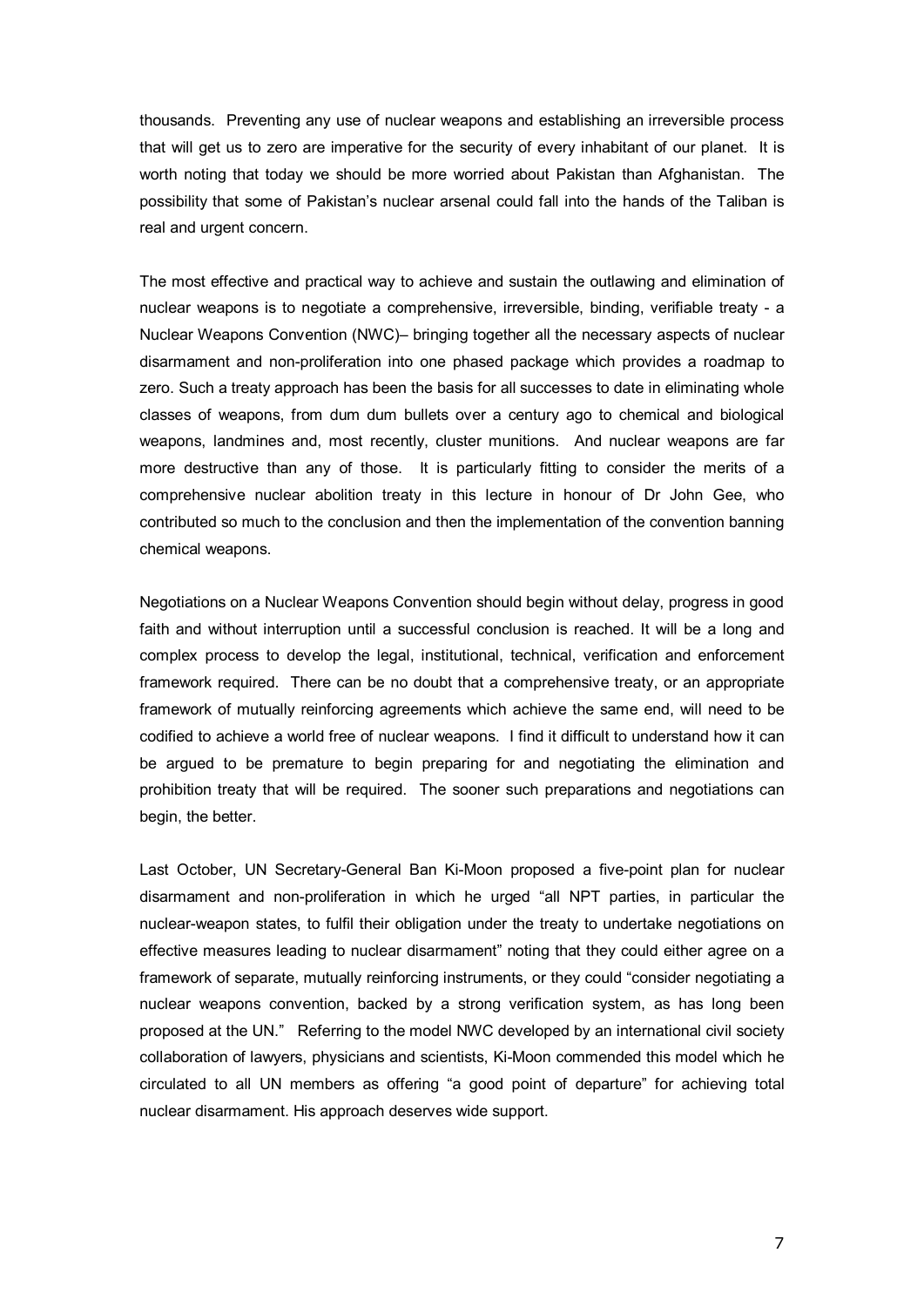thousands. Preventing any use of nuclear weapons and establishing an irreversible process that will get us to zero are imperative for the security of every inhabitant of our planet. It is worth noting that today we should be more worried about Pakistan than Afghanistan. The possibility that some of Pakistan's nuclear arsenal could fall into the hands of the Taliban is real and urgent concern.

The most effective and practical way to achieve and sustain the outlawing and elimination of nuclear weapons is to negotiate a comprehensive, irreversible, binding, verifiable treaty - a Nuclear Weapons Convention (NWC)– bringing together all the necessary aspects of nuclear disarmament and non-proliferation into one phased package which provides a roadmap to zero. Such a treaty approach has been the basis for all successes to date in eliminating whole classes of weapons, from dum dum bullets over a century ago to chemical and biological weapons, landmines and, most recently, cluster munitions. And nuclear weapons are far more destructive than any of those. It is particularly fitting to consider the merits of a comprehensive nuclear abolition treaty in this lecture in honour of Dr John Gee, who contributed so much to the conclusion and then the implementation of the convention banning chemical weapons.

Negotiations on a Nuclear Weapons Convention should begin without delay, progress in good faith and without interruption until a successful conclusion is reached. It will be a long and complex process to develop the legal, institutional, technical, verification and enforcement framework required. There can be no doubt that a comprehensive treaty, or an appropriate framework of mutually reinforcing agreements which achieve the same end, will need to be codified to achieve a world free of nuclear weapons. I find it difficult to understand how it can be argued to be premature to begin preparing for and negotiating the elimination and prohibition treaty that will be required. The sooner such preparations and negotiations can begin, the better.

Last October, UN Secretary-General Ban Ki-Moon proposed a five-point plan for nuclear disarmament and non-proliferation in which he urged "all NPT parties, in particular the nuclear-weapon states, to fulfil their obligation under the treaty to undertake negotiations on effective measures leading to nuclear disarmament" noting that they could either agree on a framework of separate, mutually reinforcing instruments, or they could "consider negotiating a nuclear weapons convention, backed by a strong verification system, as has long been proposed at the UN." Referring to the model NWC developed by an international civil society collaboration of lawyers, physicians and scientists, Ki-Moon commended this model which he circulated to all UN members as offering "a good point of departure" for achieving total nuclear disarmament. His approach deserves wide support.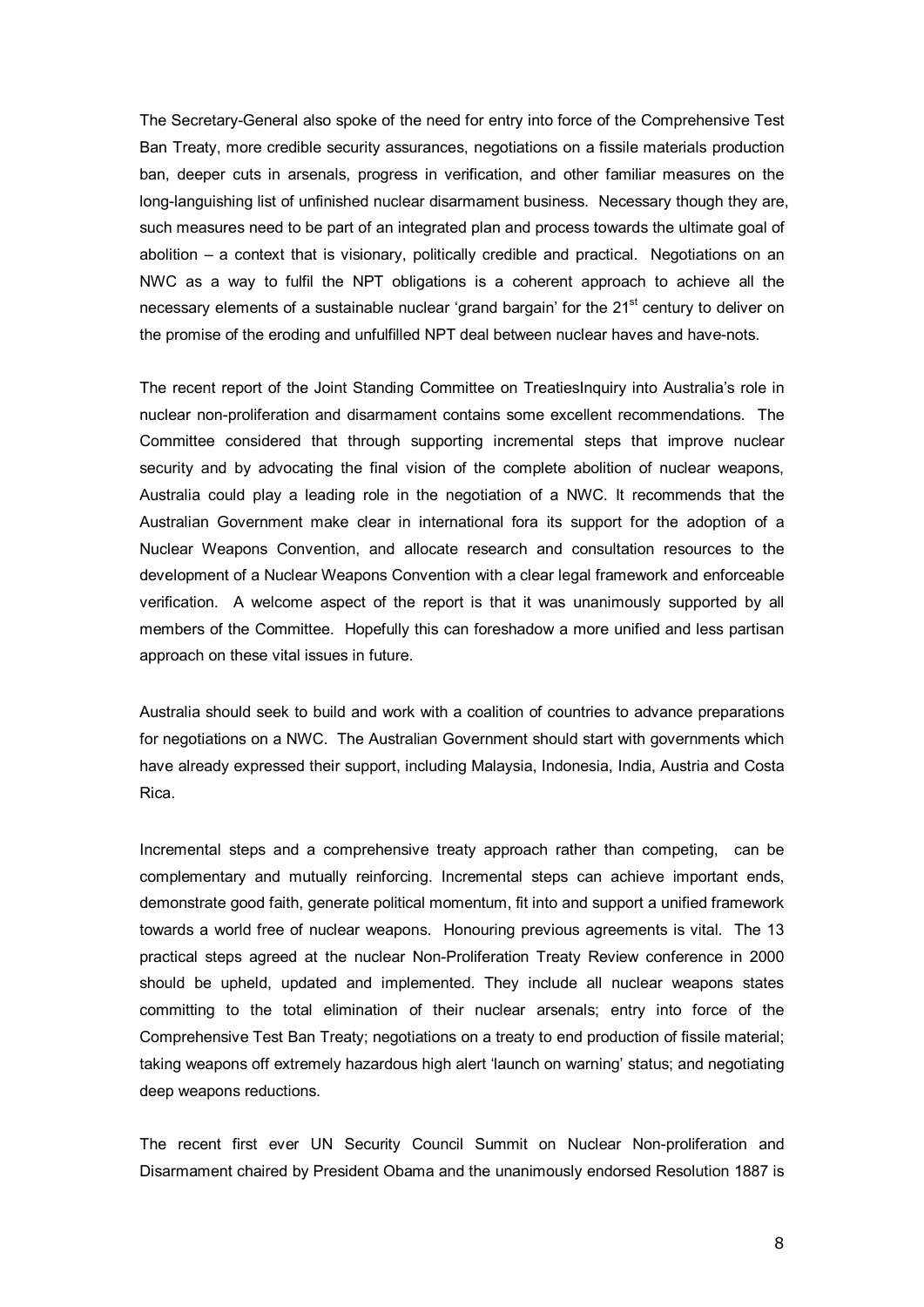The Secretary-General also spoke of the need for entry into force of the Comprehensive Test Ban Treaty, more credible security assurances, negotiations on a fissile materials production ban, deeper cuts in arsenals, progress in verification, and other familiar measures on the long-languishing list of unfinished nuclear disarmament business. Necessary though they are, such measures need to be part of an integrated plan and process towards the ultimate goal of abolition – a context that is visionary, politically credible and practical. Negotiations on an NWC as a way to fulfil the NPT obligations is a coherent approach to achieve all the necessary elements of a sustainable nuclear 'grand bargain' for the 21st century to deliver on the promise of the eroding and unfulfilled NPT deal between nuclear haves and have-nots.

The recent report of the Joint Standing Committee on TreatiesInquiry into Australia's role in nuclear non-proliferation and disarmament contains some excellent recommendations. The Committee considered that through supporting incremental steps that improve nuclear security and by advocating the final vision of the complete abolition of nuclear weapons, Australia could play a leading role in the negotiation of a NWC. It recommends that the Australian Government make clear in international fora its support for the adoption of a Nuclear Weapons Convention, and allocate research and consultation resources to the development of a Nuclear Weapons Convention with a clear legal framework and enforceable verification. A welcome aspect of the report is that it was unanimously supported by all members of the Committee. Hopefully this can foreshadow a more unified and less partisan approach on these vital issues in future.

Australia should seek to build and work with a coalition of countries to advance preparations for negotiations on a NWC. The Australian Government should start with governments which have already expressed their support, including Malaysia, Indonesia, India, Austria and Costa Rica.

Incremental steps and a comprehensive treaty approach rather than competing, can be complementary and mutually reinforcing. Incremental steps can achieve important ends, demonstrate good faith, generate political momentum, fit into and support a unified framework towards a world free of nuclear weapons. Honouring previous agreements is vital. The 13 practical steps agreed at the nuclear Non-Proliferation Treaty Review conference in 2000 should be upheld, updated and implemented. They include all nuclear weapons states committing to the total elimination of their nuclear arsenals; entry into force of the Comprehensive Test Ban Treaty; negotiations on a treaty to end production of fissile material; taking weapons off extremely hazardous high alert 'launch on warning' status; and negotiating deep weapons reductions.

The recent first ever UN Security Council Summit on Nuclear Non-proliferation and Disarmament chaired by President Obama and the unanimously endorsed Resolution 1887 is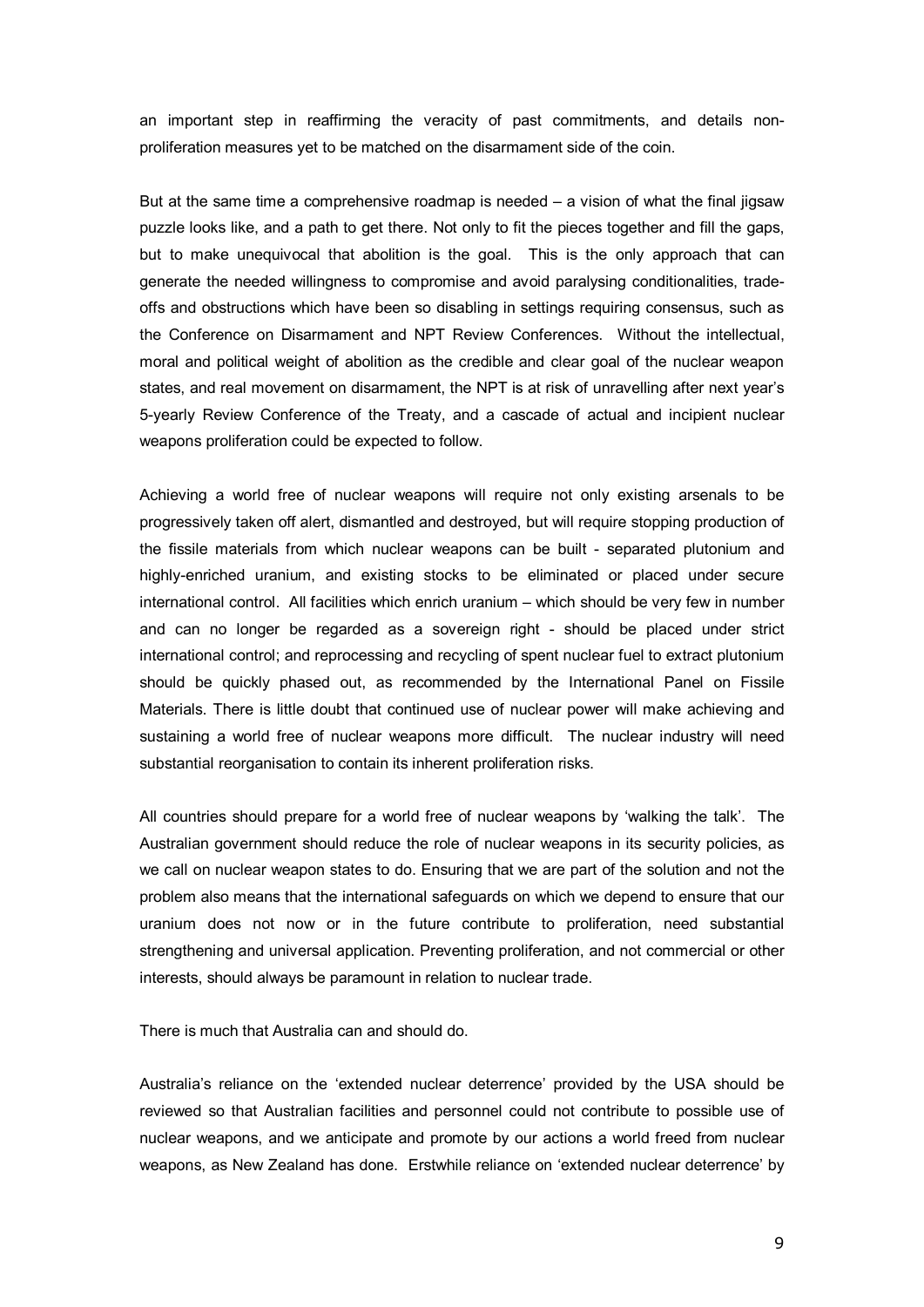an important step in reaffirming the veracity of past commitments, and details non-proliferation measures yet to be matched on the disarmament side of the coin.

But at the same time a comprehensive roadmap is needed – a vision of what the final jigsaw puzzle looks like, and a path to get there. Not only to fit the pieces together and fill the gaps, but to make unequivocal that abolition is the goal. This is the only approach that can generate the needed willingness to compromise and avoid paralysing conditionalities, trade-offs and obstructions which have been so disabling in settings requiring consensus, such as the Conference on Disarmament and NPT Review Conferences. Without the intellectual, moral and political weight of abolition as the credible and clear goal of the nuclear weapon states, and real movement on disarmament, the NPT is at risk of unravelling after next year's 5-yearly Review Conference of the Treaty, and a cascade of actual and incipient nuclear weapons proliferation could be expected to follow.

Achieving a world free of nuclear weapons will require not only existing arsenals to be progressively taken off alert, dismantled and destroyed, but will require stopping production of the fissile materials from which nuclear weapons can be built - separated plutonium and highly-enriched uranium, and existing stocks to be eliminated or placed under secure international control. All facilities which enrich uranium – which should be very few in number and can no longer be regarded as a sovereign right - should be placed under strict international control; and reprocessing and recycling of spent nuclear fuel to extract plutonium should be quickly phased out, as recommended by the International Panel on Fissile Materials. There is little doubt that continued use of nuclear power will make achieving and sustaining a world free of nuclear weapons more difficult. The nuclear industry will need substantial reorganisation to contain its inherent proliferation risks.

All countries should prepare for a world free of nuclear weapons by 'walking the talk'. The Australian government should reduce the role of nuclear weapons in its security policies, as we call on nuclear weapon states to do. Ensuring that we are part of the solution and not the problem also means that the international safeguards on which we depend to ensure that our uranium does not now or in the future contribute to proliferation, need substantial strengthening and universal application. Preventing proliferation, and not commercial or other interests, should always be paramount in relation to nuclear trade.

There is much that Australia can and should do.

Australia's reliance on the 'extended nuclear deterrence' provided by the USA should be reviewed so that Australian facilities and personnel could not contribute to possible use of nuclear weapons, and we anticipate and promote by our actions a world freed from nuclear weapons, as New Zealand has done. Erstwhile reliance on 'extended nuclear deterrence' by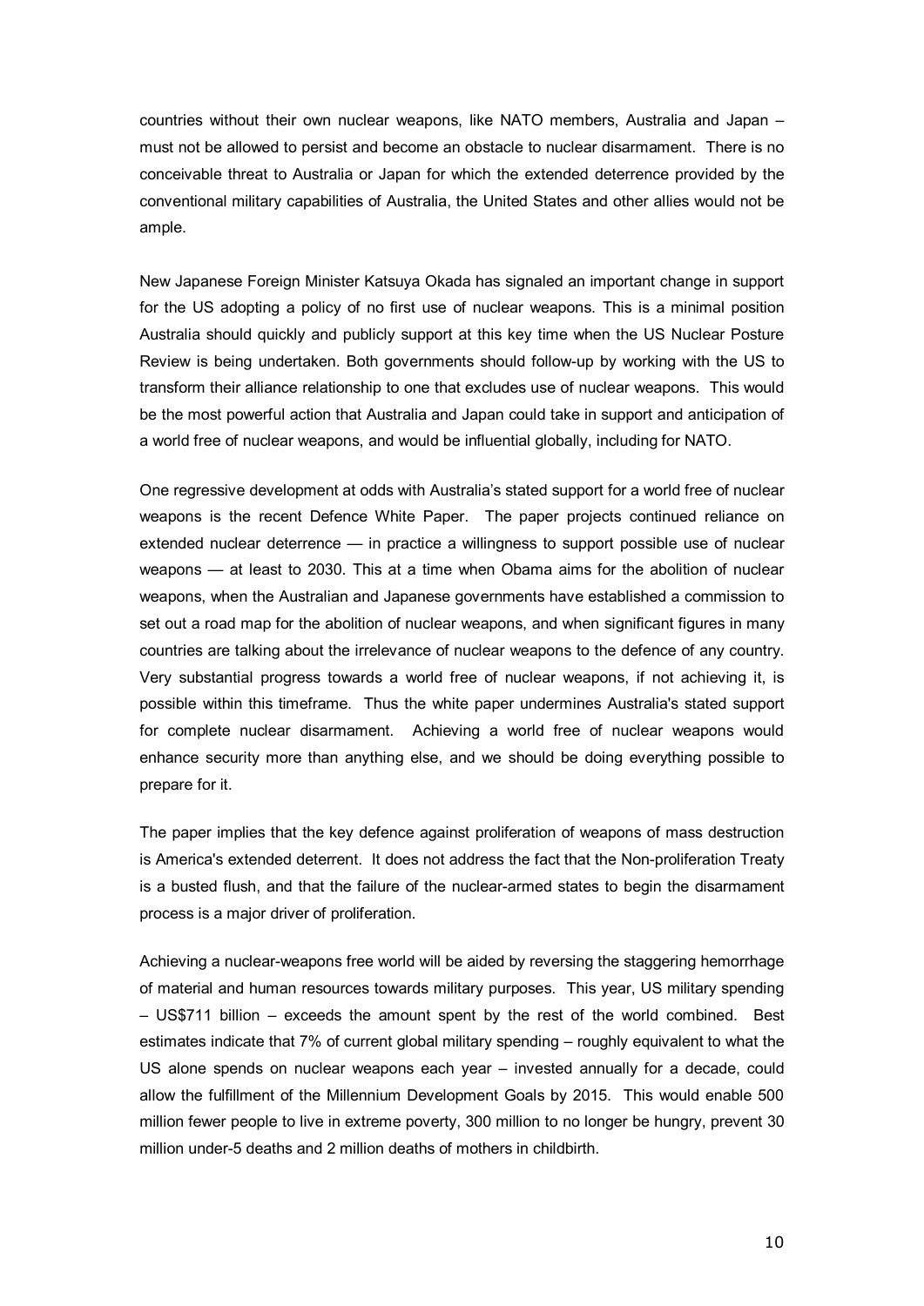countries without their own nuclear weapons, like NATO members, Australia and Japan – must not be allowed to persist and become an obstacle to nuclear disarmament. There is no conceivable threat to Australia or Japan for which the extended deterrence provided by the conventional military capabilities of Australia, the United States and other allies would not be ample.

New Japanese Foreign Minister Katsuya Okada has signaled an important change in support for the US adopting a policy of no first use of nuclear weapons. This is a minimal position Australia should quickly and publicly support at this key time when the US Nuclear Posture Review is being undertaken. Both governments should follow-up by working with the US to transform their alliance relationship to one that excludes use of nuclear weapons. This would be the most powerful action that Australia and Japan could take in support and anticipation of a world free of nuclear weapons, and would be influential globally, including for NATO.

One regressive development at odds with Australia's stated support for a world free of nuclear weapons is the recent Defence White Paper. The paper projects continued reliance on extended nuclear deterrence — in practice a willingness to support possible use of nuclear weapons — at least to 2030. This at a time when Obama aims for the abolition of nuclear weapons, when the Australian and Japanese governments have established a commission to set out a road map for the abolition of nuclear weapons, and when significant figures in many countries are talking about the irrelevance of nuclear weapons to the defence of any country. Very substantial progress towards a world free of nuclear weapons, if not achieving it, is possible within this timeframe. Thus the white paper undermines Australia's stated support for complete nuclear disarmament. Achieving a world free of nuclear weapons would enhance security more than anything else, and we should be doing everything possible to prepare for it.

The paper implies that the key defence against proliferation of weapons of mass destruction is America's extended deterrent. It does not address the fact that the Non-proliferation Treaty is a busted flush, and that the failure of the nuclear-armed states to begin the disarmament process is a major driver of proliferation.

Achieving a nuclear-weapons free world will be aided by reversing the staggering hemorrhage of material and human resources towards military purposes. This year, US military spending – US$711 billion – exceeds the amount spent by the rest of the world combined. Best estimates indicate that 7% of current global military spending – roughly equivalent to what the US alone spends on nuclear weapons each year – invested annually for a decade, could allow the fulfillment of the Millennium Development Goals by 2015. This would enable 500 million fewer people to live in extreme poverty, 300 million to no longer be hungry, prevent 30 million under-5 deaths and 2 million deaths of mothers in childbirth.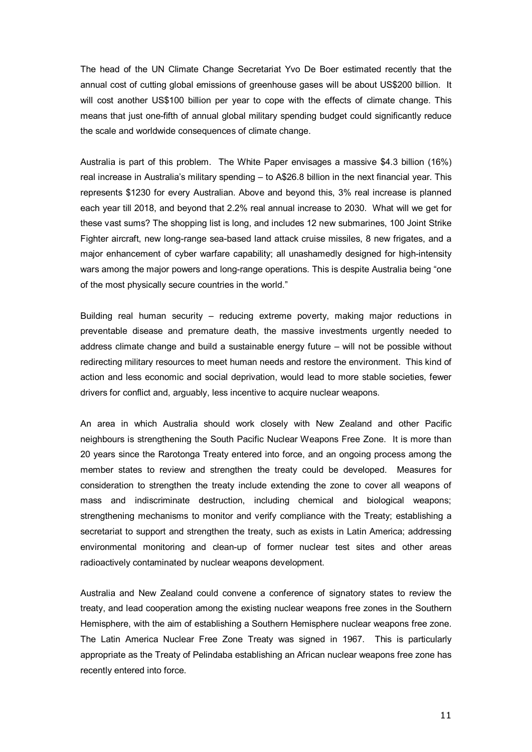The head of the UN Climate Change Secretariat Yvo De Boer estimated recently that the annual cost of cutting global emissions of greenhouse gases will be about US$200 billion. It will cost another US$100 billion per year to cope with the effects of climate change. This means that just one-fifth of annual global military spending budget could significantly reduce the scale and worldwide consequences of climate change.

Australia is part of this problem. The White Paper envisages a massive $4.3 billion (16%) real increase in Australia's military spending – to A$26.8 billion in the next financial year. This represents $1230 for every Australian. Above and beyond this, 3% real increase is planned each year till 2018, and beyond that 2.2% real annual increase to 2030. What will we get for these vast sums? The shopping list is long, and includes 12 new submarines, 100 Joint Strike Fighter aircraft, new long-range sea-based land attack cruise missiles, 8 new frigates, and a major enhancement of cyber warfare capability; all unashamedly designed for high-intensity wars among the major powers and long-range operations. This is despite Australia being "one of the most physically secure countries in the world."

Building real human security – reducing extreme poverty, making major reductions in preventable disease and premature death, the massive investments urgently needed to address climate change and build a sustainable energy future – will not be possible without redirecting military resources to meet human needs and restore the environment. This kind of action and less economic and social deprivation, would lead to more stable societies, fewer drivers for conflict and, arguably, less incentive to acquire nuclear weapons.

An area in which Australia should work closely with New Zealand and other Pacific neighbours is strengthening the South Pacific Nuclear Weapons Free Zone. It is more than 20 years since the Rarotonga Treaty entered into force, and an ongoing process among the member states to review and strengthen the treaty could be developed. Measures for consideration to strengthen the treaty include extending the zone to cover all weapons of mass and indiscriminate destruction, including chemical and biological weapons; strengthening mechanisms to monitor and verify compliance with the Treaty; establishing a secretariat to support and strengthen the treaty, such as exists in Latin America; addressing environmental monitoring and clean-up of former nuclear test sites and other areas radioactively contaminated by nuclear weapons development.

Australia and New Zealand could convene a conference of signatory states to review the treaty, and lead cooperation among the existing nuclear weapons free zones in the Southern Hemisphere, with the aim of establishing a Southern Hemisphere nuclear weapons free zone. The Latin America Nuclear Free Zone Treaty was signed in 1967. This is particularly appropriate as the Treaty of Pelindaba establishing an African nuclear weapons free zone has recently entered into force.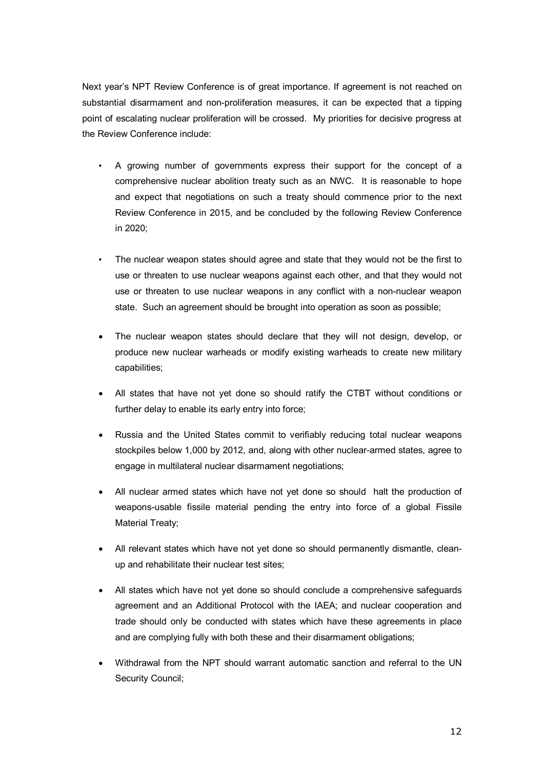Next year's NPT Review Conference is of great importance. If agreement is not reached on substantial disarmament and non-proliferation measures, it can be expected that a tipping point of escalating nuclear proliferation will be crossed. My priorities for decisive progress at the Review Conference include:

- A growing number of governments express their support for the concept of a comprehensive nuclear abolition treaty such as an NWC. It is reasonable to hope and expect that negotiations on such a treaty should commence prior to the next Review Conference in 2015, and be concluded by the following Review Conference in 2020;
- The nuclear weapon states should agree and state that they would not be the first to use or threaten to use nuclear weapons against each other, and that they would not use or threaten to use nuclear weapons in any conflict with a non-nuclear weapon state. Such an agreement should be brought into operation as soon as possible;
- The nuclear weapon states should declare that they will not design, develop, or produce new nuclear warheads or modify existing warheads to create new military capabilities;
- All states that have not yet done so should ratify the CTBT without conditions or further delay to enable its early entry into force;
- Russia and the United States commit to verifiably reducing total nuclear weapons stockpiles below 1,000 by 2012, and, along with other nuclear-armed states, agree to engage in multilateral nuclear disarmament negotiations;
- All nuclear armed states which have not yet done so should halt the production of weapons-usable fissile material pending the entry into force of a global Fissile Material Treaty;
- All relevant states which have not yet done so should permanently dismantle, clean-up and rehabilitate their nuclear test sites;
- All states which have not yet done so should conclude a comprehensive safeguards agreement and an Additional Protocol with the IAEA; and nuclear cooperation and trade should only be conducted with states which have these agreements in place and are complying fully with both these and their disarmament obligations;
- Withdrawal from the NPT should warrant automatic sanction and referral to the UN Security Council;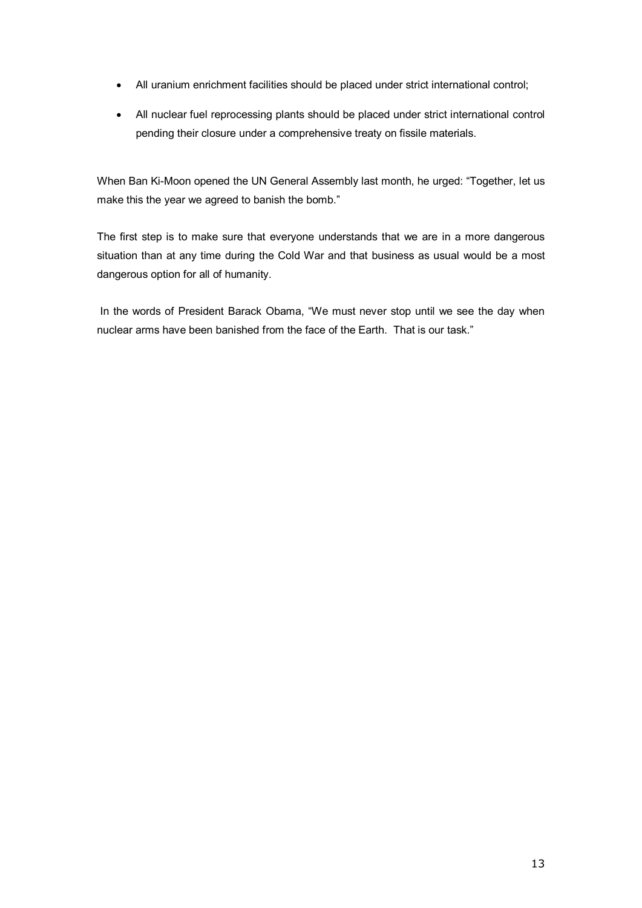- All uranium enrichment facilities should be placed under strict international control;
- All nuclear fuel reprocessing plants should be placed under strict international control pending their closure under a comprehensive treaty on fissile materials.

When Ban Ki-Moon opened the UN General Assembly last month, he urged: "Together, let us make this the year we agreed to banish the bomb."

The first step is to make sure that everyone understands that we are in a more dangerous situation than at any time during the Cold War and that business as usual would be a most dangerous option for all of humanity.

In the words of President Barack Obama, "We must never stop until we see the day when nuclear arms have been banished from the face of the Earth. That is our task."